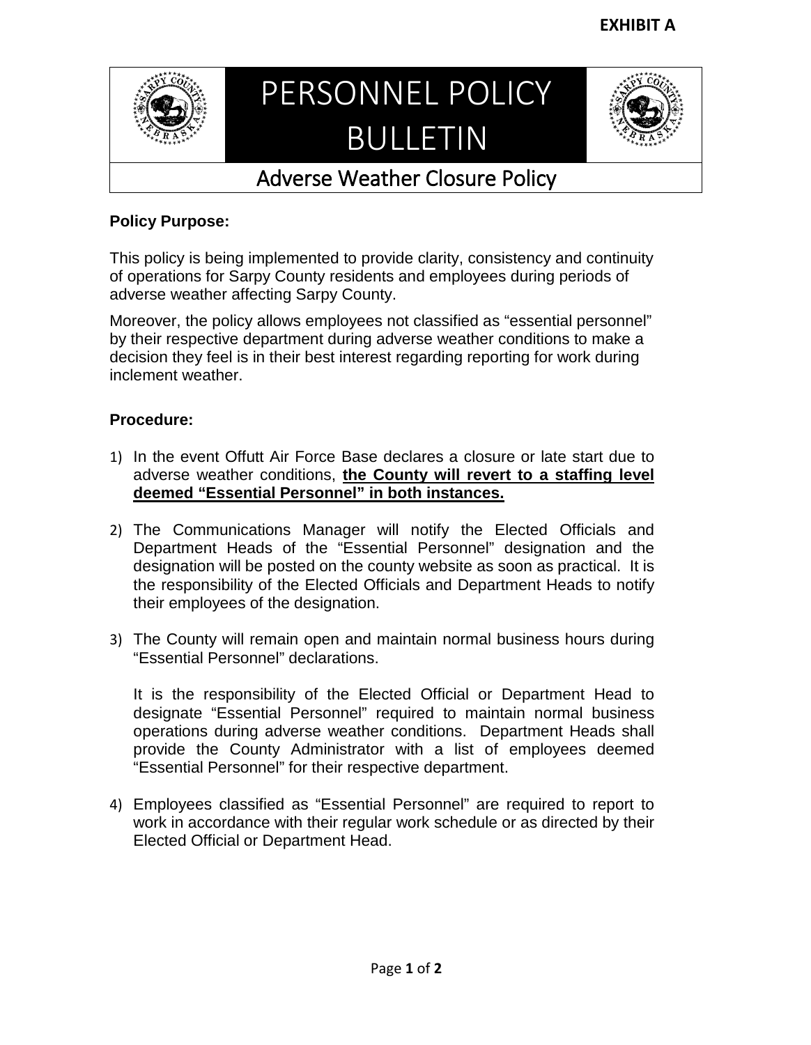**EXHIBIT A**

# PERSONNEL POLICY BULLETIN

## Adverse Weather Closure Policy

**Policy Purpose:**

This policy is being implemented to provide clarity, consistency and continuity of operations for Sarpy County residents and employees during periods of adverse weather affecting Sarpy County.

Moreover, the policy allows employees not classified as "essential personnel" by their respective department during adverse weather conditions to make a decision they feel is in their best interest regarding reporting for work during inclement weather.

**Procedure:**

1) In the event Offutt Air Force Base declares a closure or late start due to adverse weather conditions, **the County will revert to a staffing level deemed "Essential Personnel" in both instances.**

2) The Communications Manager will notify the Elected Officials and Department Heads of the "Essential Personnel" designation and the designation will be posted on the county website as soon as practical. It is the responsibility of the Elected Officials and Department Heads to notify their employees of the designation.

3) The County will remain open and maintain normal business hours during "Essential Personnel" declarations.

   It is the responsibility of the Elected Official or Department Head to designate "Essential Personnel" required to maintain normal business operations during adverse weather conditions. Department Heads shall provide the County Administrator with a list of employees deemed "Essential Personnel" for their respective department.

4) Employees classified as "Essential Personnel" are required to report to work in accordance with their regular work schedule or as directed by their Elected Official or Department Head.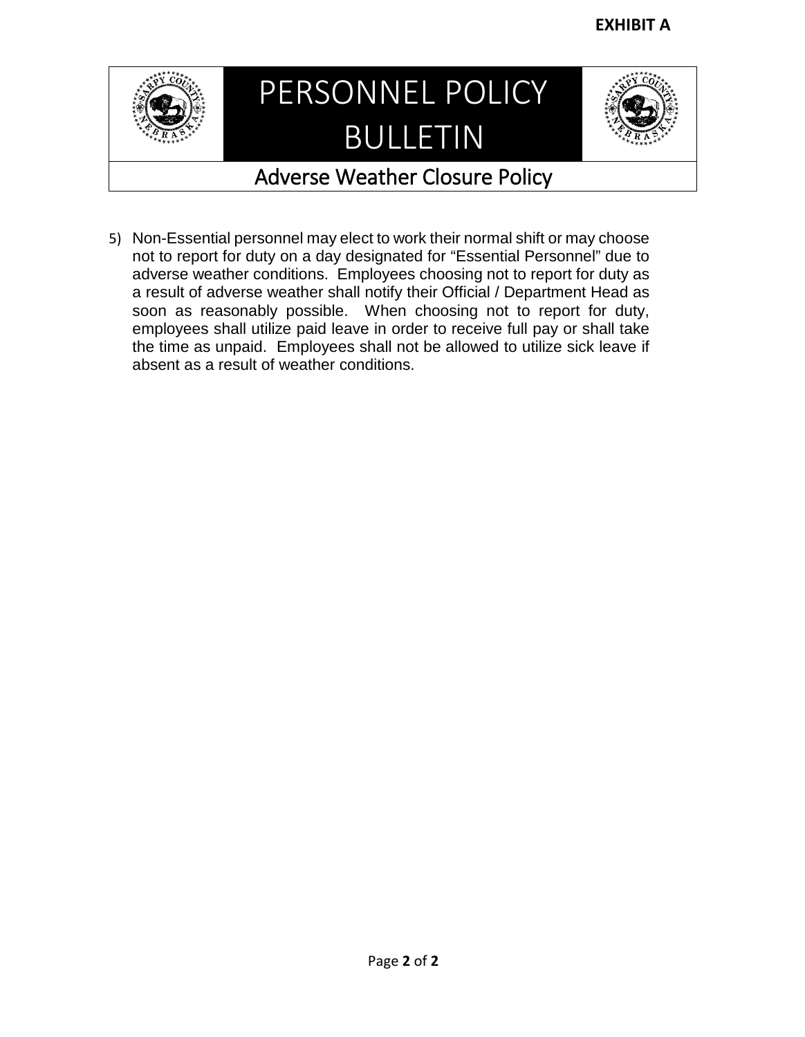**EXHIBIT A**

# PERSONNEL POLICY BULLETIN

## Adverse Weather Closure Policy

5) Non-Essential personnel may elect to work their normal shift or may choose not to report for duty on a day designated for "Essential Personnel" due to adverse weather conditions. Employees choosing not to report for duty as a result of adverse weather shall notify their Official / Department Head as soon as reasonably possible. When choosing not to report for duty, employees shall utilize paid leave in order to receive full pay or shall take the time as unpaid. Employees shall not be allowed to utilize sick leave if absent as a result of weather conditions.